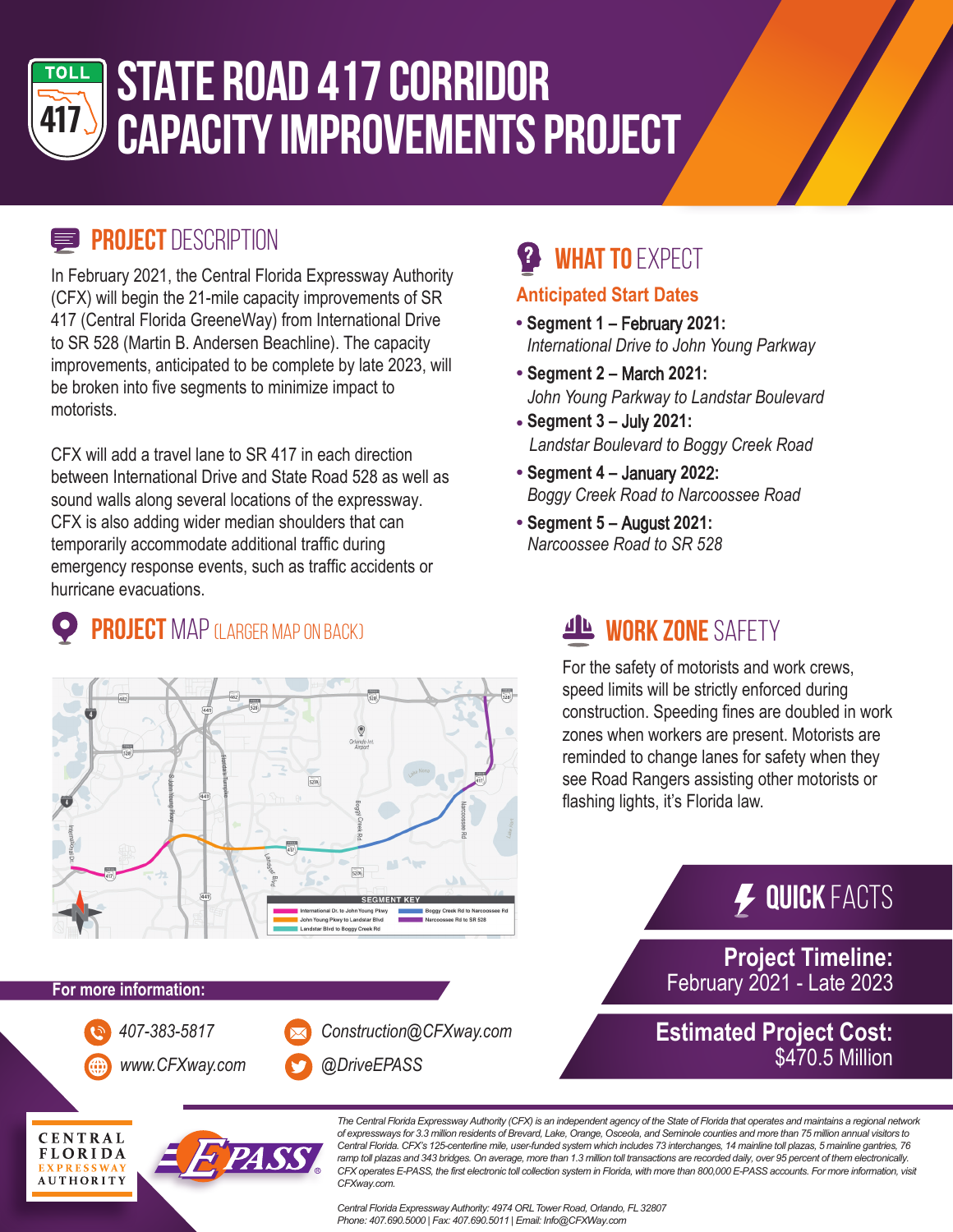# STATE ROAD 417 CORRIDOR CAPACITY IMPROVEMENTS PROJECT

## PROJECT DESCRIPTION

In February 2021, the Central Florida Expressway Authority (CFX) will begin the 21-mile capacity improvements of SR 417 (Central Florida GreeneWay) from International Drive to SR 528 (Martin B. Andersen Beachline). The capacity improvements, anticipated to be complete by late 2023, will be broken into five segments to minimize impact to motorists.

CFX will add a travel lane to SR 417 in each direction between International Drive and State Road 528 as well as sound walls along several locations of the expressway. CFX is also adding wider median shoulders that can temporarily accommodate additional traffic during emergency response events, such as traffic accidents or hurricane evacuations.

## PROJECT MAP (LARGER MAP ON BACK)

SEGMENT KEY
International Dr. to John Young Pkwy
John Young Pkwy to Landstar Blvd
Landstar Blvd to Boggy Creek Rd
Boggy Creek Rd to Narcoossee Rd
Narcoossee Rd to SR 528

## WHAT TO EXPECT

### Anticipated Start Dates

- **Segment 1 – February 2021:**
  *International Drive to John Young Parkway*
- **Segment 2 – March 2021:**
  *John Young Parkway to Landstar Boulevard*
- **Segment 3 – July 2021:**
  *Landstar Boulevard to Boggy Creek Road*
- **Segment 4 – January 2022:**
  *Boggy Creek Road to Narcoossee Road*
- **Segment 5 – August 2021:**
  *Narcoossee Road to SR 528*

## WORK ZONE SAFETY

For the safety of motorists and work crews, speed limits will be strictly enforced during construction. Speeding fines are doubled in work zones when workers are present. Motorists are reminded to change lanes for safety when they see Road Rangers assisting other motorists or flashing lights, it's Florida law.

## QUICK FACTS

**Project Timeline:**
February 2021 - Late 2023

**Estimated Project Cost:**
$470.5 Million

**For more information:**

- 407-383-5817
- Construction@CFXway.com
- www.CFXway.com
- @DriveEPASS

*The Central Florida Expressway Authority (CFX) is an independent agency of the State of Florida that operates and maintains a regional network of expressways for 3.3 million residents of Brevard, Lake, Orange, Osceola, and Seminole counties and more than 75 million annual visitors to Central Florida. CFX's 125-centerline mile, user-funded system which includes 73 interchanges, 14 mainline toll plazas, 5 mainline gantries, 76 ramp toll plazas and 343 bridges. On average, more than 1.3 million toll transactions are recorded daily, over 95 percent of them electronically. CFX operates E-PASS, the first electronic toll collection system in Florida, with more than 800,000 E-PASS accounts. For more information, visit CFXway.com.*

*Central Florida Expressway Authority: 4974 ORL Tower Road, Orlando, FL 32807*
*Phone: 407.690.5000 | Fax: 407.690.5011 | Email: Info@CFXWay.com*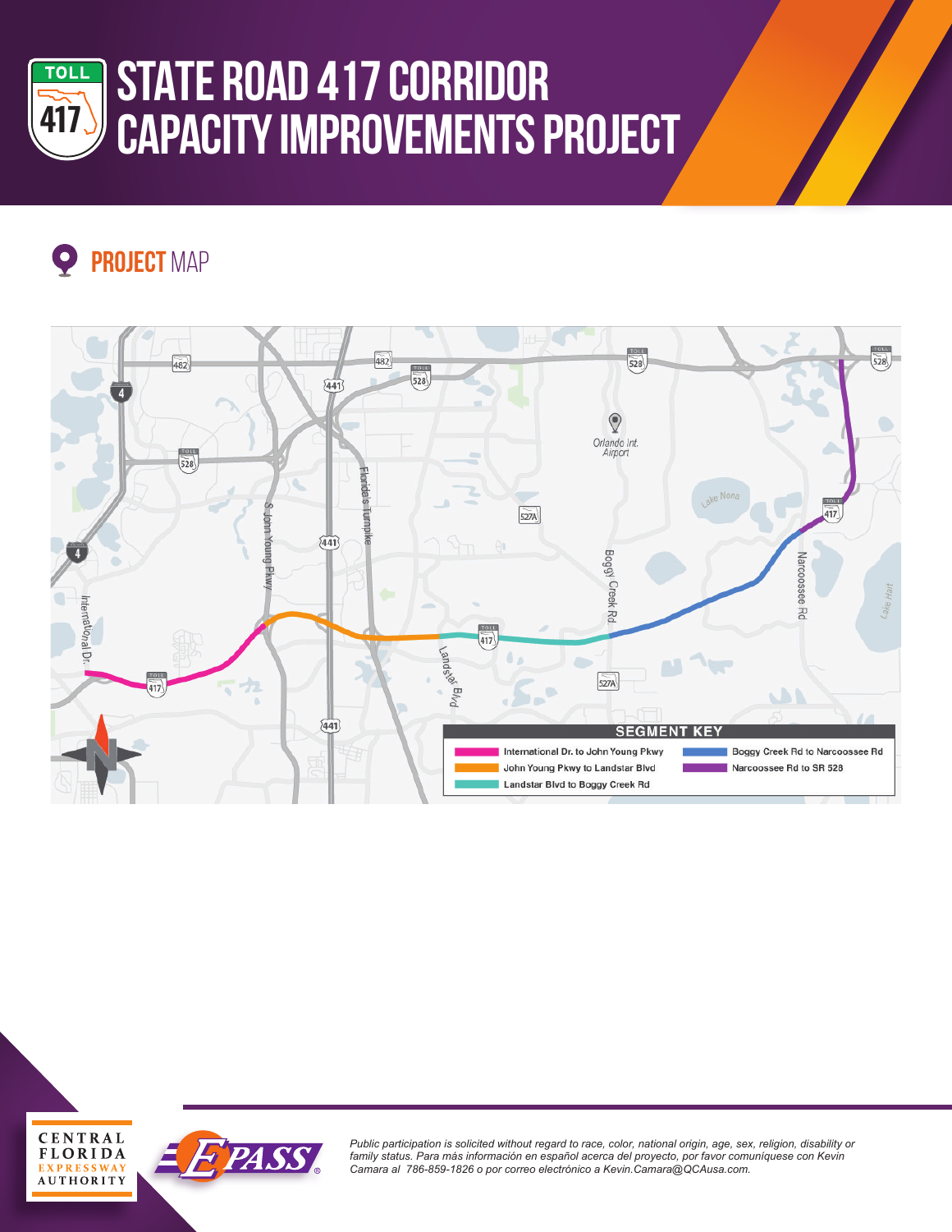# STATE ROAD 417 CORRIDOR CAPACITY IMPROVEMENTS PROJECT

## PROJECT MAP

SEGMENT KEY

International Dr. to John Young Pkwy

John Young Pkwy to Landstar Blvd

Landstar Blvd to Boggy Creek Rd

Boggy Creek Rd to Narcoossee Rd

Narcoossee Rd to SR 528

*Public participation is solicited without regard to race, color, national origin, age, sex, religion, disability or family status. Para más información en español acerca del proyecto, por favor comuníquese con Kevin Camara al 786-859-1826 o por correo electrónico a Kevin.Camara@QCAusa.com.*